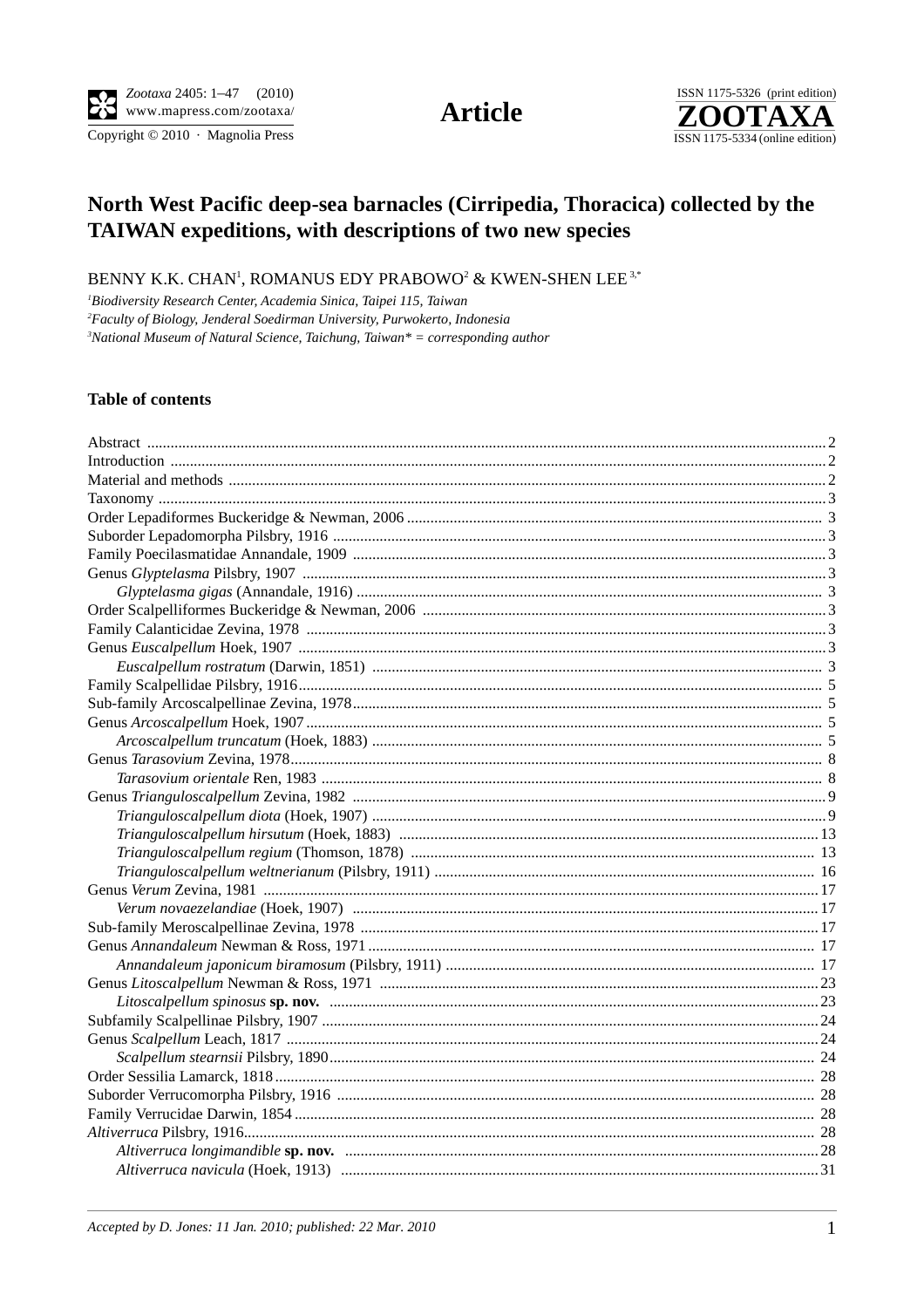# North West Pacific deep-sea barnacles (Cirripedia, Thoracica) collected by the TAIWAN expeditions, with descriptions of two new species

BENNY K.K. CHAN[1], ROMANUS EDY PRABOWO[2] & KWEN-SHEN LEE[3,*]

[1]*Biodiversity Research Center, Academia Sinica, Taipei 115, Taiwan*
[2]*Faculty of Biology, Jenderal Soedirman University, Purwokerto, Indonesia*
[3]*National Museum of Natural Science, Taichung, Taiwan* \* = corresponding author*

## Table of contents

Abstract .......... 2
Introduction .......... 2
Material and methods .......... 2
Taxonomy .......... 3
Order Lepadiformes Buckeridge & Newman, 2006 .......... 3
Suborder Lepadomorpha Pilsbry, 1916 .......... 3
Family Poecilasmatidae Annandale, 1909 .......... 3
Genus *Glyptelasma* Pilsbry, 1907 .......... 3
  *Glyptelasma gigas* (Annandale, 1916) .......... 3
Order Scalpelliformes Buckeridge & Newman, 2006 .......... 3
Family Calanticidae Zevina, 1978 .......... 3
Genus *Euscalpellum* Hoek, 1907 .......... 3
  *Euscalpellum rostratum* (Darwin, 1851) .......... 3
Family Scalpellidae Pilsbry, 1916 .......... 5
Sub-family Arcoscalpellinae Zevina, 1978 .......... 5
Genus *Arcoscalpellum* Hoek, 1907 .......... 5
  *Arcoscalpellum truncatum* (Hoek, 1883) .......... 5
Genus *Tarasovium* Zevina, 1978 .......... 8
  *Tarasovium orientale* Ren, 1983 .......... 8
Genus *Trianguloscalpellum* Zevina, 1982 .......... 9
  *Trianguloscalpellum diota* (Hoek, 1907) .......... 9
  *Trianguloscalpellum hirsutum* (Hoek, 1883) .......... 13
  *Trianguloscalpellum regium* (Thomson, 1878) .......... 13
  *Trianguloscalpellum weltnerianum* (Pilsbry, 1911) .......... 16
Genus *Verum* Zevina, 1981 .......... 17
  *Verum novaezelandiae* (Hoek, 1907) .......... 17
Sub-family Meroscalpellinae Zevina, 1978 .......... 17
Genus *Annandaleum* Newman & Ross, 1971 .......... 17
  *Annandaleum japonicum biramosum* (Pilsbry, 1911) .......... 17
Genus *Litoscalpellum* Newman & Ross, 1971 .......... 23
  *Litoscalpellum spinosus* **sp. nov.** .......... 23
Subfamily Scalpellinae Pilsbry, 1907 .......... 24
Genus *Scalpellum* Leach, 1817 .......... 24
  *Scalpellum stearnsii* Pilsbry, 1890 .......... 24
Order Sessilia Lamarck, 1818 .......... 28
Suborder Verrucomorpha Pilsbry, 1916 .......... 28
Family Verrucidae Darwin, 1854 .......... 28
*Altiverruca* Pilsbry, 1916 .......... 28
  *Altiverruca longimandible* **sp. nov.** .......... 28
  *Altiverruca navicula* (Hoek, 1913) .......... 31

*Accepted by D. Jones: 11 Jan. 2010; published: 22 Mar. 2010*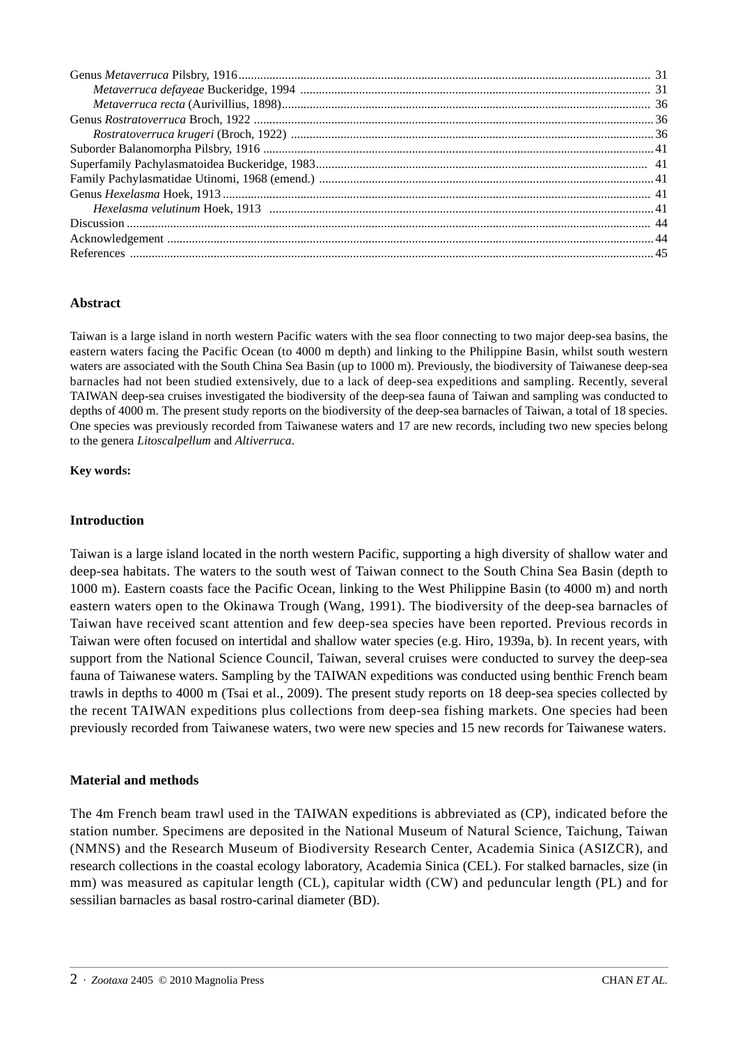Genus *Metaverruca* Pilsbry, 1916 .................................................... 31

*Metaverruca defayeae* Buckeridge, 1994 .................................................... 31

*Metaverruca recta* (Aurivillius, 1898) .................................................... 36

Genus *Rostratoverruca* Broch, 1922 .................................................... 36

*Rostratoverruca krugeri* (Broch, 1922) .................................................... 36

Suborder Balanomorpha Pilsbry, 1916 .................................................... 41

Superfamily Pachylasmatoidea Buckeridge, 1983 .................................................... 41

Family Pachylasmatidae Utinomi, 1968 (emend.) .................................................... 41

Genus *Hexelasma* Hoek, 1913 .................................................... 41

*Hexelasma velutinum* Hoek, 1913 .................................................... 41

Discussion .................................................... 44

Acknowledgement .................................................... 44

References .................................................... 45

## Abstract

Taiwan is a large island in north western Pacific waters with the sea floor connecting to two major deep-sea basins, the eastern waters facing the Pacific Ocean (to 4000 m depth) and linking to the Philippine Basin, whilst south western waters are associated with the South China Sea Basin (up to 1000 m). Previously, the biodiversity of Taiwanese deep-sea barnacles had not been studied extensively, due to a lack of deep-sea expeditions and sampling. Recently, several TAIWAN deep-sea cruises investigated the biodiversity of the deep-sea fauna of Taiwan and sampling was conducted to depths of 4000 m. The present study reports on the biodiversity of the deep-sea barnacles of Taiwan, a total of 18 species. One species was previously recorded from Taiwanese waters and 17 are new records, including two new species belong to the genera *Litoscalpellum* and *Altiverruca*.

**Key words:**

## Introduction

Taiwan is a large island located in the north western Pacific, supporting a high diversity of shallow water and deep-sea habitats. The waters to the south west of Taiwan connect to the South China Sea Basin (depth to 1000 m). Eastern coasts face the Pacific Ocean, linking to the West Philippine Basin (to 4000 m) and north eastern waters open to the Okinawa Trough (Wang, 1991). The biodiversity of the deep-sea barnacles of Taiwan have received scant attention and few deep-sea species have been reported. Previous records in Taiwan were often focused on intertidal and shallow water species (e.g. Hiro, 1939a, b). In recent years, with support from the National Science Council, Taiwan, several cruises were conducted to survey the deep-sea fauna of Taiwanese waters. Sampling by the TAIWAN expeditions was conducted using benthic French beam trawls in depths to 4000 m (Tsai et al., 2009). The present study reports on 18 deep-sea species collected by the recent TAIWAN expeditions plus collections from deep-sea fishing markets. One species had been previously recorded from Taiwanese waters, two were new species and 15 new records for Taiwanese waters.

## Material and methods

The 4m French beam trawl used in the TAIWAN expeditions is abbreviated as (CP), indicated before the station number. Specimens are deposited in the National Museum of Natural Science, Taichung, Taiwan (NMNS) and the Research Museum of Biodiversity Research Center, Academia Sinica (ASIZCR), and research collections in the coastal ecology laboratory, Academia Sinica (CEL). For stalked barnacles, size (in mm) was measured as capitular length (CL), capitular width (CW) and peduncular length (PL) and for sessilian barnacles as basal rostro-carinal diameter (BD).